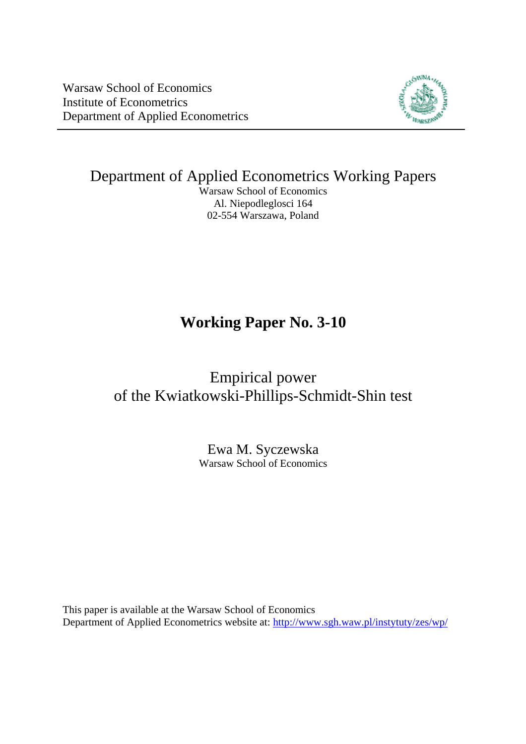Warsaw School of Economics
Institute of Econometrics
Department of Applied Econometrics

---

# Department of Applied Econometrics Working Papers

Warsaw School of Economics
Al. Niepodleglosci 164
02-554 Warszawa, Poland

## Working Paper No. 3-10

# Empirical power of the Kwiatkowski-Phillips-Schmidt-Shin test

Ewa M. Syczewska
Warsaw School of Economics

This paper is available at the Warsaw School of Economics
Department of Applied Econometrics website at: http://www.sgh.waw.pl/instytuty/zes/wp/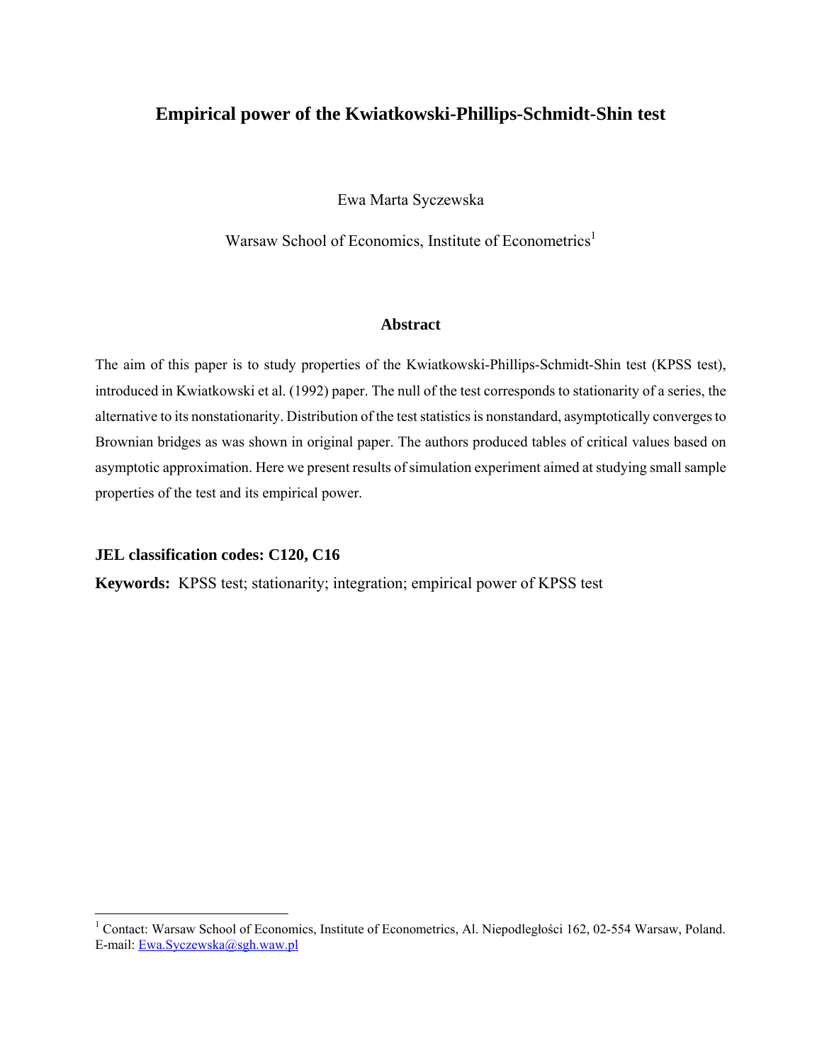# Empirical power of the Kwiatkowski-Phillips-Schmidt-Shin test

Ewa Marta Syczewska

Warsaw School of Economics, Institute of Econometrics[1]

### Abstract

The aim of this paper is to study properties of the Kwiatkowski-Phillips-Schmidt-Shin test (KPSS test), introduced in Kwiatkowski et al. (1992) paper. The null of the test corresponds to stationarity of a series, the alternative to its nonstationarity. Distribution of the test statistics is nonstandard, asymptotically converges to Brownian bridges as was shown in original paper. The authors produced tables of critical values based on asymptotic approximation. Here we present results of simulation experiment aimed at studying small sample properties of the test and its empirical power.

**JEL classification codes: C120, C16**

**Keywords:** KPSS test; stationarity; integration; empirical power of KPSS test

---

[1] Contact: Warsaw School of Economics, Institute of Econometrics, Al. Niepodległości 162, 02-554 Warsaw, Poland. E-mail: Ewa.Syczewska@sgh.waw.pl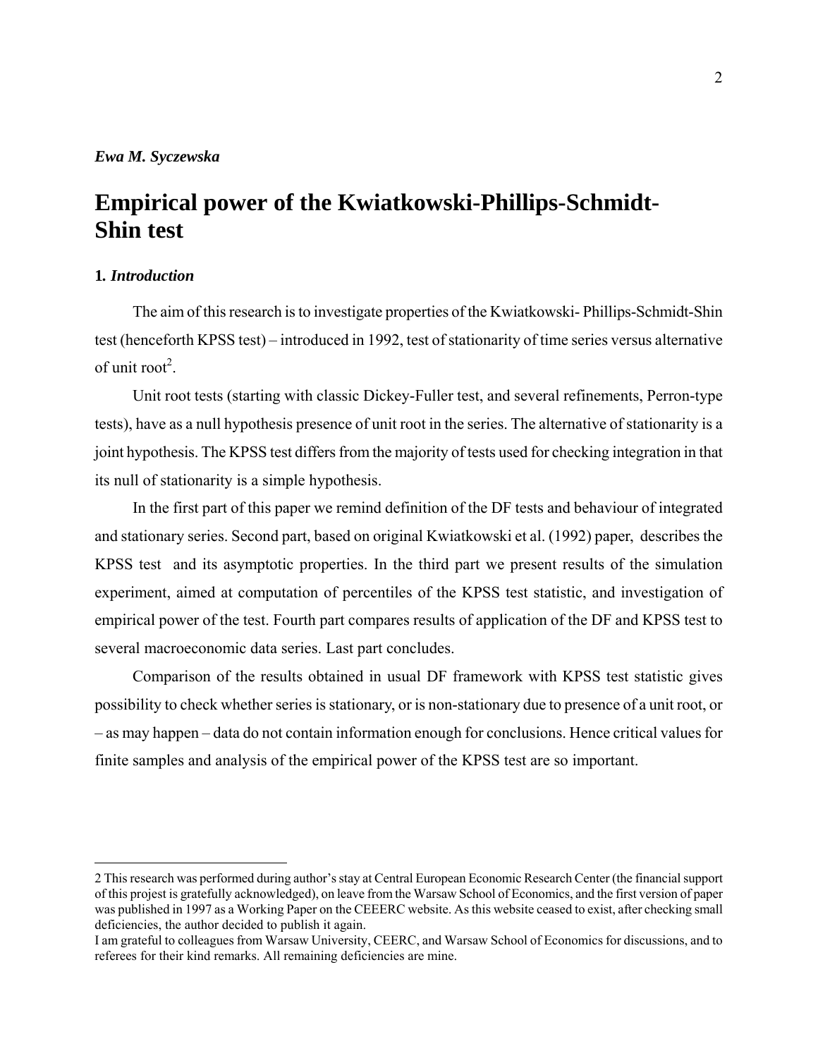*Ewa M. Syczewska*

# Empirical power of the Kwiatkowski-Phillips-Schmidt-Shin test

## 1. *Introduction*

The aim of this research is to investigate properties of the Kwiatkowski- Phillips-Schmidt-Shin test (henceforth KPSS test) – introduced in 1992, test of stationarity of time series versus alternative of unit root[2].

Unit root tests (starting with classic Dickey-Fuller test, and several refinements, Perron-type tests), have as a null hypothesis presence of unit root in the series. The alternative of stationarity is a joint hypothesis. The KPSS test differs from the majority of tests used for checking integration in that its null of stationarity is a simple hypothesis.

In the first part of this paper we remind definition of the DF tests and behaviour of integrated and stationary series. Second part, based on original Kwiatkowski et al. (1992) paper, describes the KPSS test and its asymptotic properties. In the third part we present results of the simulation experiment, aimed at computation of percentiles of the KPSS test statistic, and investigation of empirical power of the test. Fourth part compares results of application of the DF and KPSS test to several macroeconomic data series. Last part concludes.

Comparison of the results obtained in usual DF framework with KPSS test statistic gives possibility to check whether series is stationary, or is non-stationary due to presence of a unit root, or – as may happen – data do not contain information enough for conclusions. Hence critical values for finite samples and analysis of the empirical power of the KPSS test are so important.

---

2 This research was performed during author's stay at Central European Economic Research Center (the financial support of this projest is gratefully acknowledged), on leave from the Warsaw School of Economics, and the first version of paper was published in 1997 as a Working Paper on the CEEERC website. As this website ceased to exist, after checking small deficiencies, the author decided to publish it again.

I am grateful to colleagues from Warsaw University, CEERC, and Warsaw School of Economics for discussions, and to referees for their kind remarks. All remaining deficiencies are mine.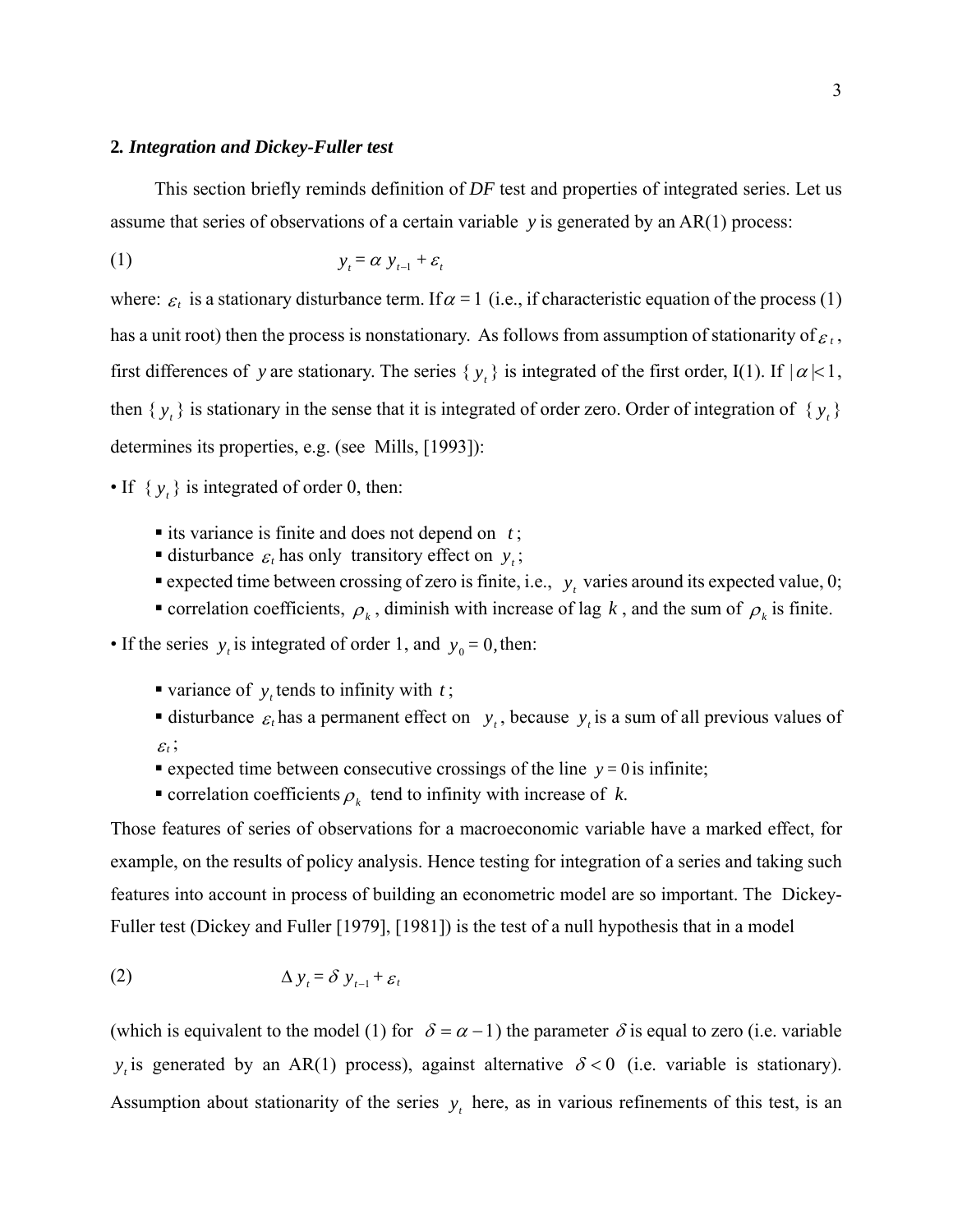## 2. *Integration and Dickey-Fuller test*

This section briefly reminds definition of *DF* test and properties of integrated series. Let us assume that series of observations of a certain variable $y$ is generated by an AR(1) process:

$$y_t = \alpha\, y_{t-1} + \varepsilon_t \tag{1}$$

where: $\varepsilon_t$ is a stationary disturbance term. If $\alpha = 1$ (i.e., if characteristic equation of the process (1) has a unit root) then the process is nonstationary. As follows from assumption of stationarity of $\varepsilon_t$, first differences of $y$ are stationary. The series $\{y_t\}$ is integrated of the first order, I(1). If $|\alpha|<1$, then $\{y_t\}$ is stationary in the sense that it is integrated of order zero. Order of integration of $\{y_t\}$ determines its properties, e.g. (see Mills, [1993]):

- If $\{y_t\}$ is integrated of order 0, then:
  - its variance is finite and does not depend on $t$;
  - disturbance $\varepsilon_t$ has only transitory effect on $y_t$;
  - expected time between crossing of zero is finite, i.e., $y_t$ varies around its expected value, 0;
  - correlation coefficients, $\rho_k$, diminish with increase of lag $k$, and the sum of $\rho_k$ is finite.
- If the series $y_t$ is integrated of order 1, and $y_0 = 0$, then:
  - variance of $y_t$ tends to infinity with $t$;
  - disturbance $\varepsilon_t$ has a permanent effect on $y_t$, because $y_t$ is a sum of all previous values of $\varepsilon_t$;
  - expected time between consecutive crossings of the line $y = 0$ is infinite;
  - correlation coefficients $\rho_k$ tend to infinity with increase of $k$.

Those features of series of observations for a macroeconomic variable have a marked effect, for example, on the results of policy analysis. Hence testing for integration of a series and taking such features into account in process of building an econometric model are so important. The Dickey-Fuller test (Dickey and Fuller [1979], [1981]) is the test of a null hypothesis that in a model

$$\Delta y_t = \delta\, y_{t-1} + \varepsilon_t \tag{2}$$

(which is equivalent to the model (1) for $\delta = \alpha - 1$) the parameter $\delta$ is equal to zero (i.e. variable $y_t$ is generated by an AR(1) process), against alternative $\delta < 0$ (i.e. variable is stationary). Assumption about stationarity of the series $y_t$ here, as in various refinements of this test, is an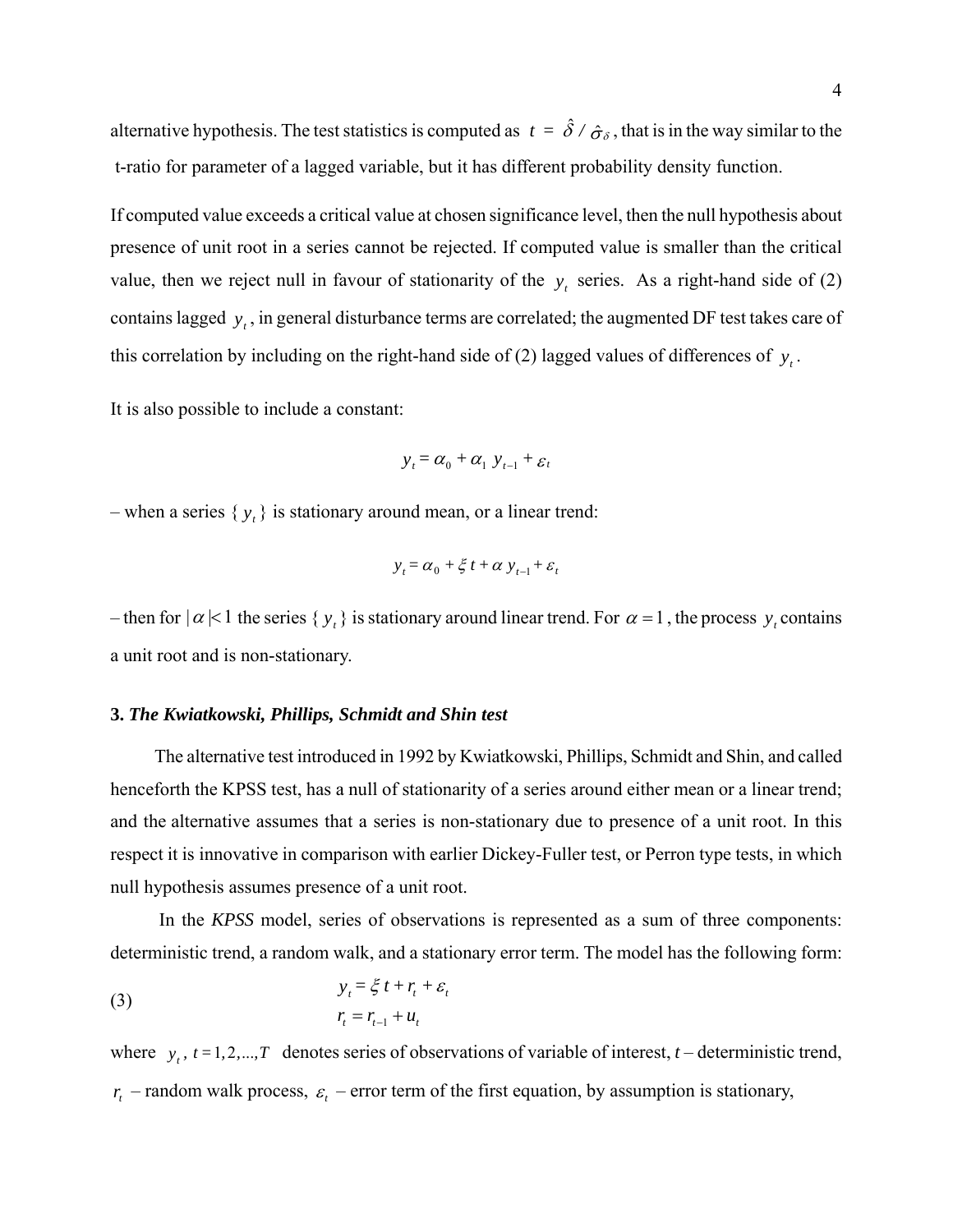alternative hypothesis. The test statistics is computed as $t = \hat{\delta} / \hat{\sigma}_{\delta}$, that is in the way similar to the t-ratio for parameter of a lagged variable, but it has different probability density function.

If computed value exceeds a critical value at chosen significance level, then the null hypothesis about presence of unit root in a series cannot be rejected. If computed value is smaller than the critical value, then we reject null in favour of stationarity of the $y_t$ series. As a right-hand side of (2) contains lagged $y_t$, in general disturbance terms are correlated; the augmented DF test takes care of this correlation by including on the right-hand side of (2) lagged values of differences of $y_t$.

It is also possible to include a constant:

$$y_t = \alpha_0 + \alpha_1 \, y_{t-1} + \varepsilon_t$$

– when a series $\{ y_t \}$ is stationary around mean, or a linear trend:

$$y_t = \alpha_0 + \xi \, t + \alpha \, y_{t-1} + \varepsilon_t$$

– then for $|\alpha| < 1$ the series $\{ y_t \}$ is stationary around linear trend. For $\alpha = 1$, the process $y_t$ contains a unit root and is non-stationary.

### 3. *The Kwiatkowski, Phillips, Schmidt and Shin test*

The alternative test introduced in 1992 by Kwiatkowski, Phillips, Schmidt and Shin, and called henceforth the KPSS test, has a null of stationarity of a series around either mean or a linear trend; and the alternative assumes that a series is non-stationary due to presence of a unit root. In this respect it is innovative in comparison with earlier Dickey-Fuller test, or Perron type tests, in which null hypothesis assumes presence of a unit root.

In the *KPSS* model, series of observations is represented as a sum of three components: deterministic trend, a random walk, and a stationary error term. The model has the following form:

$$\begin{aligned} y_t &= \xi \, t + r_t + \varepsilon_t \\ r_t &= r_{t-1} + u_t \end{aligned} \tag{3}$$

where $y_t$, $t = 1, 2, ..., T$ denotes series of observations of variable of interest, $t$ – deterministic trend, $r_t$ – random walk process, $\varepsilon_t$ – error term of the first equation, by assumption is stationary,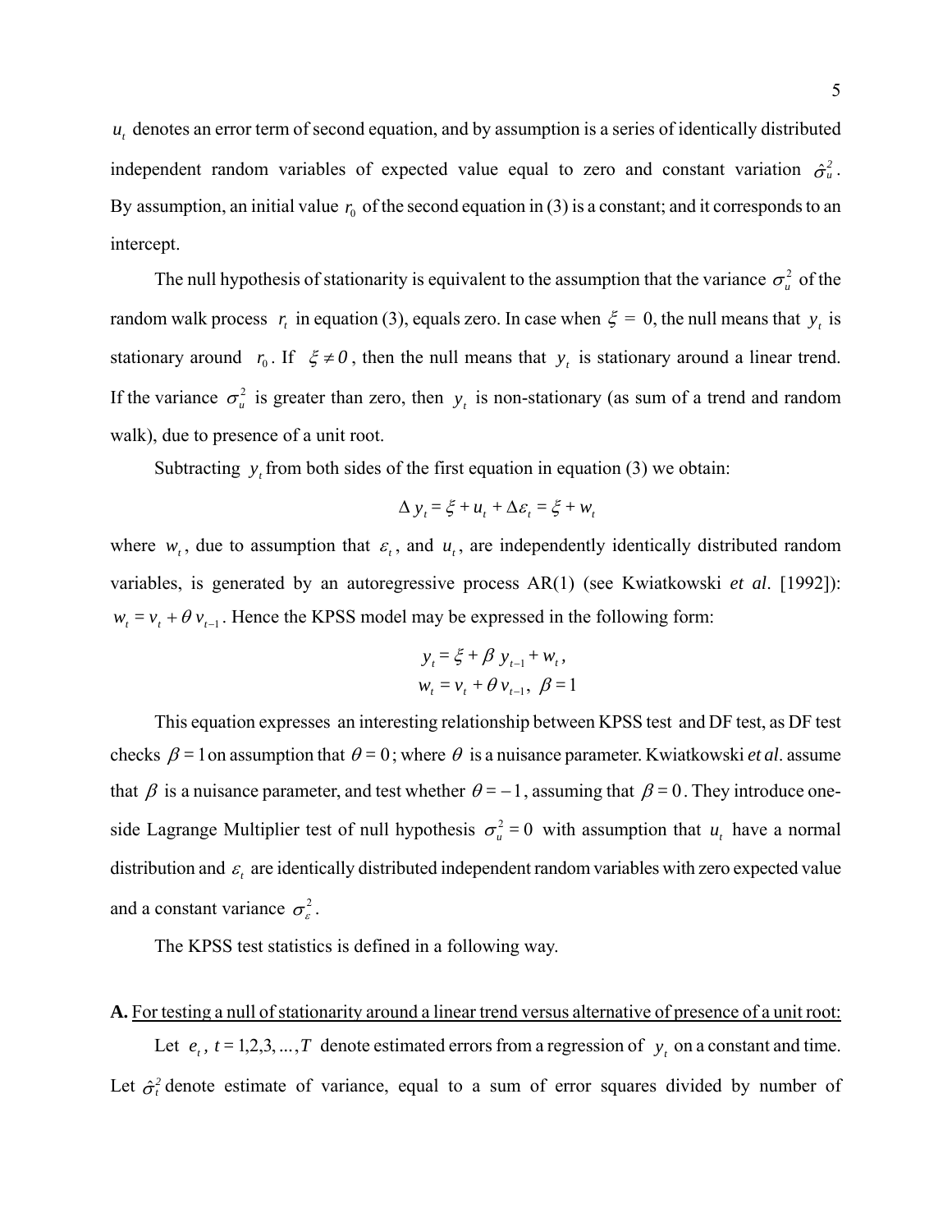$u_t$ denotes an error term of second equation, and by assumption is a series of identically distributed independent random variables of expected value equal to zero and constant variation $\hat{\sigma}_u^2$. By assumption, an initial value $r_0$ of the second equation in (3) is a constant; and it corresponds to an intercept.

The null hypothesis of stationarity is equivalent to the assumption that the variance $\sigma_u^2$ of the random walk process $r_t$ in equation (3), equals zero. In case when $\xi = 0$, the null means that $y_t$ is stationary around $r_0$. If $\xi \neq 0$, then the null means that $y_t$ is stationary around a linear trend. If the variance $\sigma_u^2$ is greater than zero, then $y_t$ is non-stationary (as sum of a trend and random walk), due to presence of a unit root.

Subtracting $y_t$ from both sides of the first equation in equation (3) we obtain:

$$\Delta y_t = \xi + u_t + \Delta \varepsilon_t = \xi + w_t$$

where $w_t$, due to assumption that $\varepsilon_t$, and $u_t$, are independently identically distributed random variables, is generated by an autoregressive process AR(1) (see Kwiatkowski *et al*. [1992]): $w_t = v_t + \theta v_{t-1}$. Hence the KPSS model may be expressed in the following form:

$$\begin{gathered} y_t = \xi + \beta y_{t-1} + w_t, \\ w_t = v_t + \theta v_{t-1}, \ \beta = 1 \end{gathered}$$

This equation expresses an interesting relationship between KPSS test and DF test, as DF test checks $\beta = 1$ on assumption that $\theta = 0$; where $\theta$ is a nuisance parameter. Kwiatkowski *et al*. assume that $\beta$ is a nuisance parameter, and test whether $\theta = -1$, assuming that $\beta = 0$. They introduce one-side Lagrange Multiplier test of null hypothesis $\sigma_u^2 = 0$ with assumption that $u_t$ have a normal distribution and $\varepsilon_t$ are identically distributed independent random variables with zero expected value and a constant variance $\sigma_\varepsilon^2$.

The KPSS test statistics is defined in a following way.

**A.** <u>For testing a null of stationarity around a linear trend versus alternative of presence of a unit root:</u>

Let $e_t$, $t = 1,2,3,\ldots,T$ denote estimated errors from a regression of $y_t$ on a constant and time. Let $\hat{\sigma}_t^2$ denote estimate of variance, equal to a sum of error squares divided by number of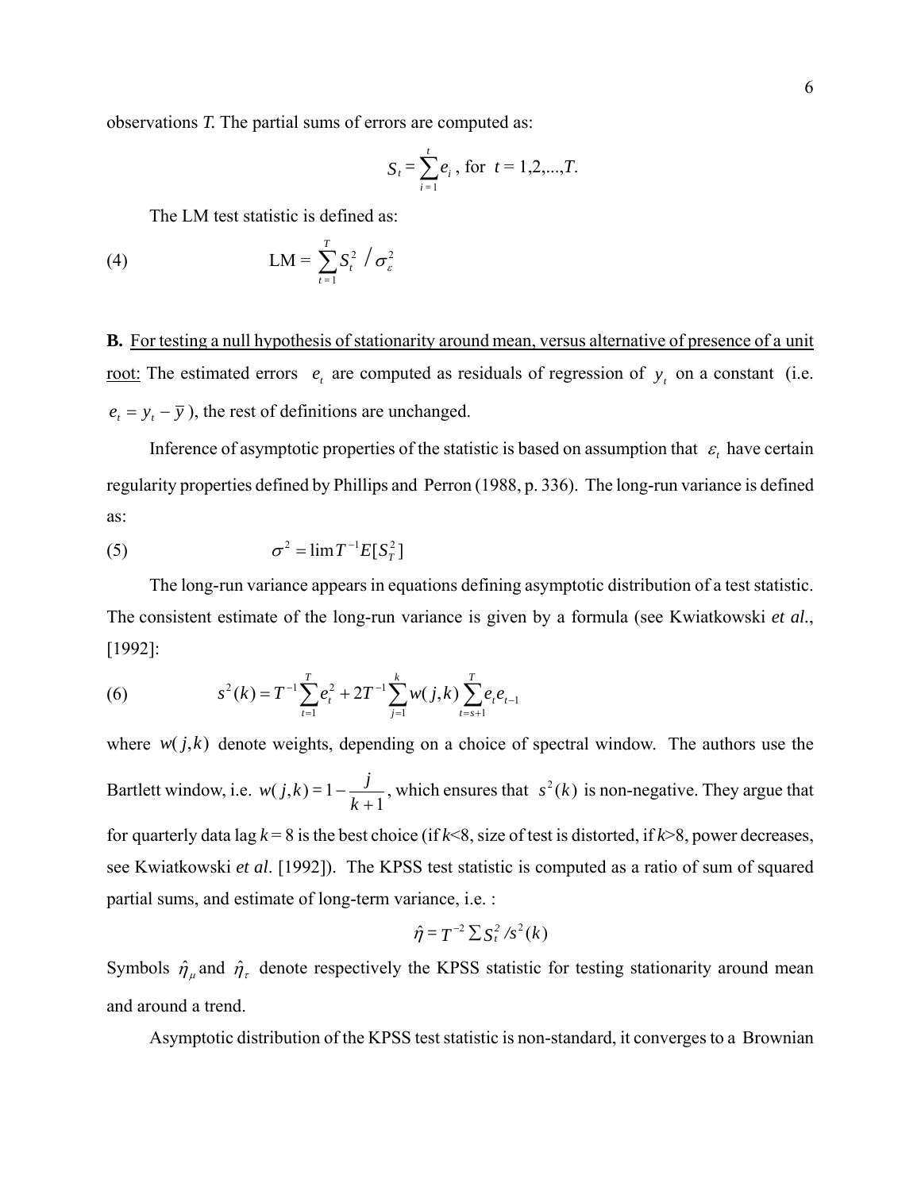observations *T.* The partial sums of errors are computed as:

$$S_t = \sum_{i=1}^{t} e_i \text{ , for } t = 1,2,...,T.$$

The LM test statistic is defined as:

$$\text{(4)} \qquad \text{LM} = \sum_{t=1}^{T} S_t^2 \Big/ \sigma_\varepsilon^2$$

**B.** For testing a null hypothesis of stationarity around mean, versus alternative of presence of a unit root: The estimated errors $e_t$ are computed as residuals of regression of $y_t$ on a constant (i.e. $e_t = y_t - \bar{y}$), the rest of definitions are unchanged.

Inference of asymptotic properties of the statistic is based on assumption that $\varepsilon_t$ have certain regularity properties defined by Phillips and Perron (1988, p. 336). The long-run variance is defined as:

$$\text{(5)} \qquad \sigma^2 = \lim T^{-1} E[S_T^2]$$

The long-run variance appears in equations defining asymptotic distribution of a test statistic. The consistent estimate of the long-run variance is given by a formula (see Kwiatkowski *et al.*, [1992]:

$$\text{(6)} \qquad s^2(k) = T^{-1} \sum_{t=1}^{T} e_t^2 + 2T^{-1} \sum_{j=1}^{k} w(j,k) \sum_{t=s+1}^{T} e_t e_{t-1}$$

where $w(j,k)$ denote weights, depending on a choice of spectral window. The authors use the Bartlett window, i.e. $w(j,k) = 1 - \dfrac{j}{k+1}$, which ensures that $s^2(k)$ is non-negative. They argue that for quarterly data lag $k = 8$ is the best choice (if $k$<8, size of test is distorted, if $k$>8, power decreases, see Kwiatkowski *et al*. [1992]). The KPSS test statistic is computed as a ratio of sum of squared partial sums, and estimate of long-term variance, i.e. :

$$\hat{\eta} = T^{-2} \sum S_t^2 / s^2(k)$$

Symbols $\hat{\eta}_\mu$ and $\hat{\eta}_\tau$ denote respectively the KPSS statistic for testing stationarity around mean and around a trend.

Asymptotic distribution of the KPSS test statistic is non-standard, it converges to a Brownian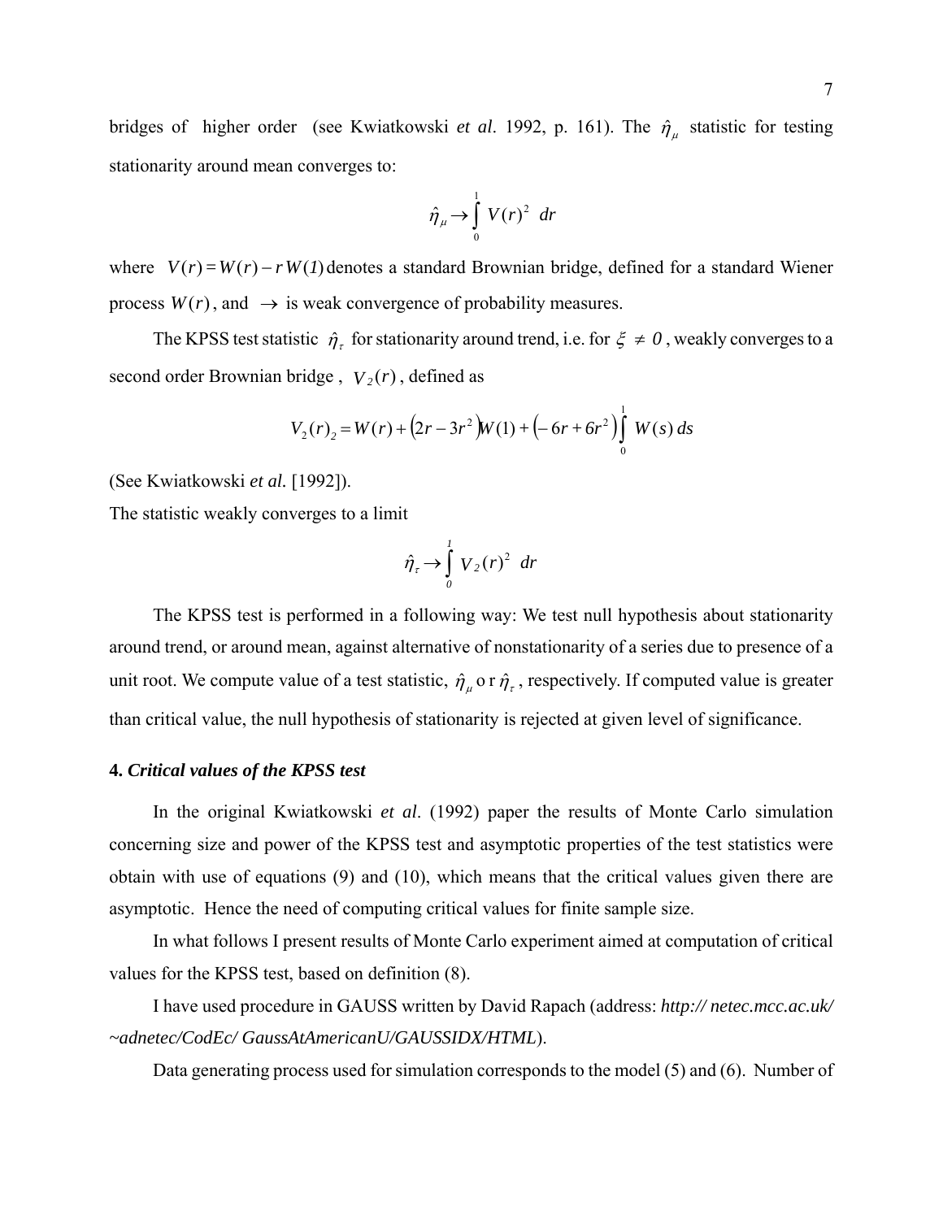bridges of higher order (see Kwiatkowski *et al*. 1992, p. 161). The $\hat{\eta}_{\mu}$ statistic for testing stationarity around mean converges to:

$$\hat{\eta}_{\mu} \rightarrow \int_{0}^{1} V(r)^2 \ dr$$

where $V(r) = W(r) - r\,W(1)$ denotes a standard Brownian bridge, defined for a standard Wiener process $W(r)$, and $\rightarrow$ is weak convergence of probability measures.

The KPSS test statistic $\hat{\eta}_{\tau}$ for stationarity around trend, i.e. for $\xi \neq 0$, weakly converges to a second order Brownian bridge , $V_2(r)$, defined as

$$V_2(r)_2 = W(r) + \left(2r - 3r^2\right)W(1) + \left(-6r + 6r^2\right)\int_{0}^{1} W(s)\,ds$$

(See Kwiatkowski *et al.* [1992]).

The statistic weakly converges to a limit

$$\hat{\eta}_{\tau} \rightarrow \int_{0}^{1} V_2(r)^2 \ dr$$

The KPSS test is performed in a following way: We test null hypothesis about stationarity around trend, or around mean, against alternative of nonstationarity of a series due to presence of a unit root. We compute value of a test statistic, $\hat{\eta}_{\mu}$ o r $\hat{\eta}_{\tau}$, respectively. If computed value is greater than critical value, the null hypothesis of stationarity is rejected at given level of significance.

**4. *Critical values of the KPSS test***

In the original Kwiatkowski *et al*. (1992) paper the results of Monte Carlo simulation concerning size and power of the KPSS test and asymptotic properties of the test statistics were obtain with use of equations (9) and (10), which means that the critical values given there are asymptotic. Hence the need of computing critical values for finite sample size.

In what follows I present results of Monte Carlo experiment aimed at computation of critical values for the KPSS test, based on definition (8).

I have used procedure in GAUSS written by David Rapach (address: ***http:// netec.mcc.ac.uk/ ~adnetec/CodEc/ GaussAtAmericanU/GAUSSIDX/HTML***).

Data generating process used for simulation corresponds to the model (5) and (6). Number of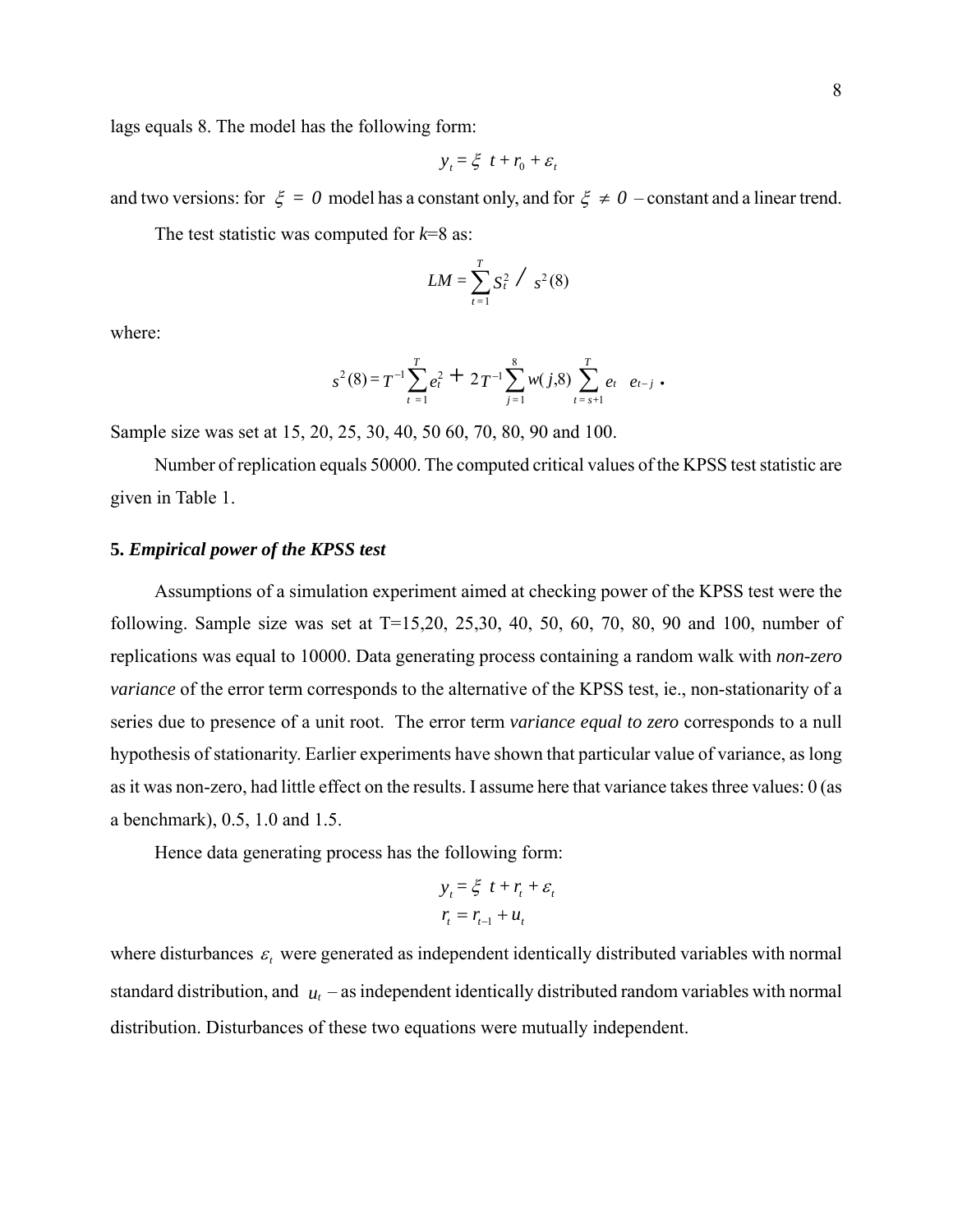lags equals 8. The model has the following form:

$$y_t = \xi \ t + r_0 + \varepsilon_t$$

and two versions: for $\xi = 0$ model has a constant only, and for $\xi \neq 0$ – constant and a linear trend.

The test statistic was computed for *k*=8 as:

$$LM = \sum_{t=1}^{T} S_t^2 \ / \ s^2(8)$$

where:

$$s^2(8) = T^{-1}\sum_{t=1}^{T} e_t^2 + 2T^{-1}\sum_{j=1}^{8} w(j,8) \sum_{t=s+1}^{T} e_t \quad e_{t-j} \ .$$

Sample size was set at 15, 20, 25, 30, 40, 50 60, 70, 80, 90 and 100.

Number of replication equals 50000. The computed critical values of the KPSS test statistic are given in Table 1.

### 5. *Empirical power of the KPSS test*

Assumptions of a simulation experiment aimed at checking power of the KPSS test were the following. Sample size was set at T=15,20, 25,30, 40, 50, 60, 70, 80, 90 and 100, number of replications was equal to 10000. Data generating process containing a random walk with *non-zero variance* of the error term corresponds to the alternative of the KPSS test, ie., non-stationarity of a series due to presence of a unit root. The error term *variance equal to zero* corresponds to a null hypothesis of stationarity. Earlier experiments have shown that particular value of variance, as long as it was non-zero, had little effect on the results. I assume here that variance takes three values: 0 (as a benchmark), 0.5, 1.0 and 1.5.

Hence data generating process has the following form:

$$y_t = \xi \ t + r_t + \varepsilon_t$$
$$r_t = r_{t-1} + u_t$$

where disturbances $\varepsilon_t$ were generated as independent identically distributed variables with normal standard distribution, and $u_t$ – as independent identically distributed random variables with normal distribution. Disturbances of these two equations were mutually independent.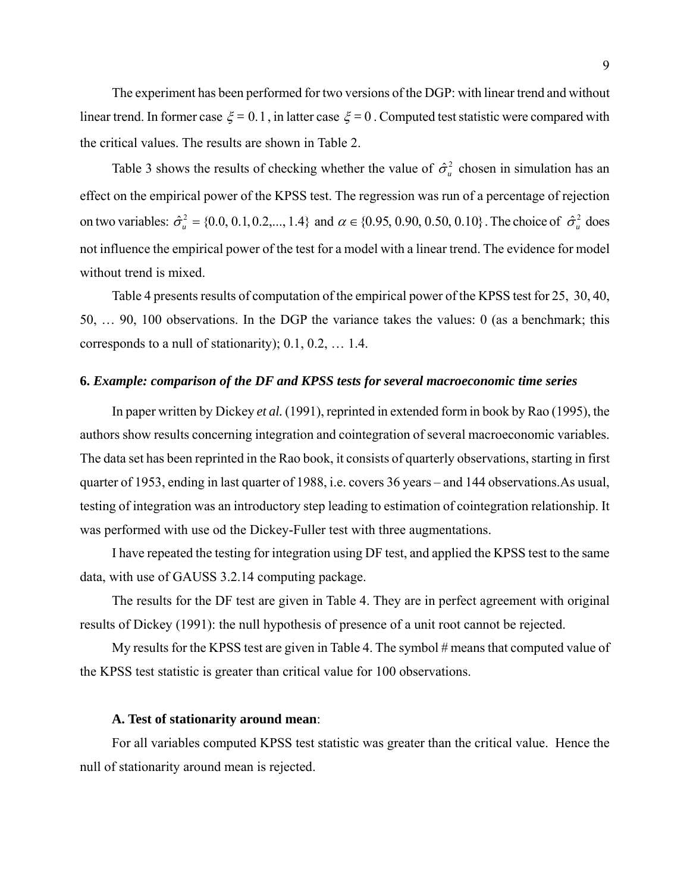The experiment has been performed for two versions of the DGP: with linear trend and without linear trend. In former case $\xi = 0.1$, in latter case $\xi = 0$. Computed test statistic were compared with the critical values. The results are shown in Table 2.

Table 3 shows the results of checking whether the value of $\hat{\sigma}_u^2$ chosen in simulation has an effect on the empirical power of the KPSS test. The regression was run of a percentage of rejection on two variables: $\hat{\sigma}_u^2 = \{0.0, 0.1, 0.2, ..., 1.4\}$ and $\alpha \in \{0.95, 0.90, 0.50, 0.10\}$. The choice of $\hat{\sigma}_u^2$ does not influence the empirical power of the test for a model with a linear trend. The evidence for model without trend is mixed.

Table 4 presents results of computation of the empirical power of the KPSS test for 25, 30, 40, 50, … 90, 100 observations. In the DGP the variance takes the values: 0 (as a benchmark; this corresponds to a null of stationarity); 0.1, 0.2, … 1.4.

### 6. *Example: comparison of the DF and KPSS tests for several macroeconomic time series*

In paper written by Dickey *et al.* (1991), reprinted in extended form in book by Rao (1995), the authors show results concerning integration and cointegration of several macroeconomic variables. The data set has been reprinted in the Rao book, it consists of quarterly observations, starting in first quarter of 1953, ending in last quarter of 1988, i.e. covers 36 years – and 144 observations.As usual, testing of integration was an introductory step leading to estimation of cointegration relationship. It was performed with use od the Dickey-Fuller test with three augmentations.

I have repeated the testing for integration using DF test, and applied the KPSS test to the same data, with use of GAUSS 3.2.14 computing package.

The results for the DF test are given in Table 4. They are in perfect agreement with original results of Dickey (1991): the null hypothesis of presence of a unit root cannot be rejected.

My results for the KPSS test are given in Table 4. The symbol # means that computed value of the KPSS test statistic is greater than critical value for 100 observations.

**A. Test of stationarity around mean**:

For all variables computed KPSS test statistic was greater than the critical value. Hence the null of stationarity around mean is rejected.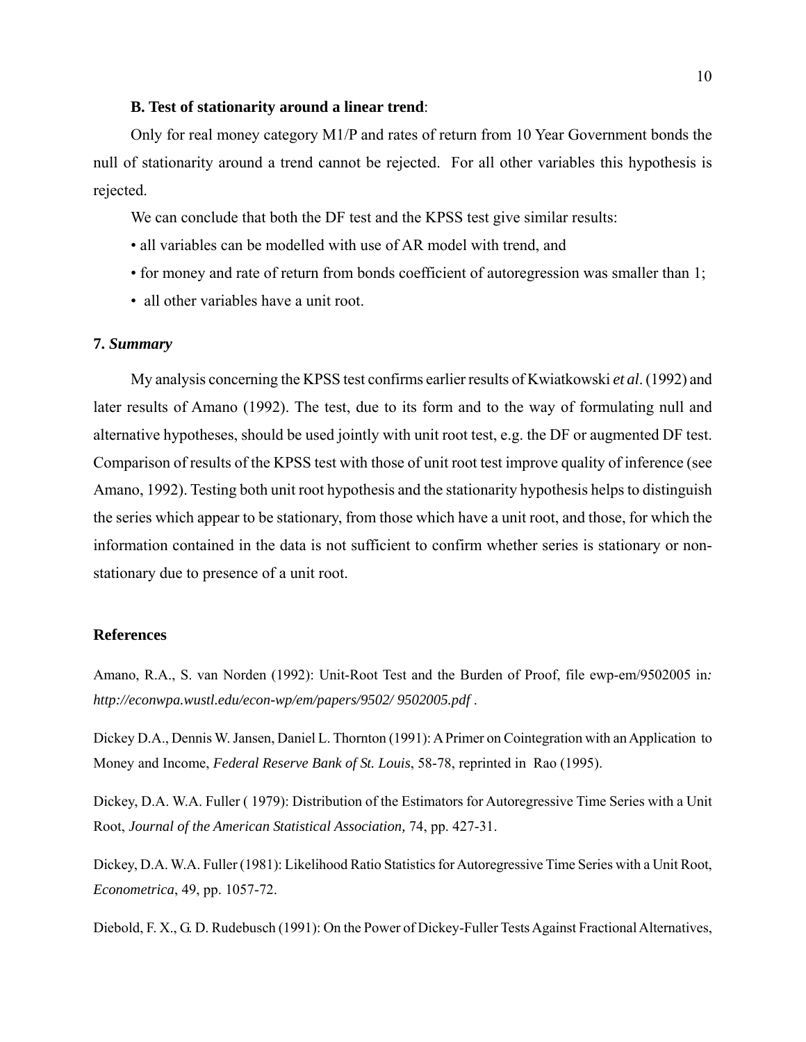**B. Test of stationarity around a linear trend**:

Only for real money category M1/P and rates of return from 10 Year Government bonds the null of stationarity around a trend cannot be rejected. For all other variables this hypothesis is rejected.

We can conclude that both the DF test and the KPSS test give similar results:

- all variables can be modelled with use of AR model with trend, and
- for money and rate of return from bonds coefficient of autoregression was smaller than 1;
- all other variables have a unit root.

## 7. *Summary*

My analysis concerning the KPSS test confirms earlier results of Kwiatkowski *et al*. (1992) and later results of Amano (1992). The test, due to its form and to the way of formulating null and alternative hypotheses, should be used jointly with unit root test, e.g. the DF or augmented DF test. Comparison of results of the KPSS test with those of unit root test improve quality of inference (see Amano, 1992). Testing both unit root hypothesis and the stationarity hypothesis helps to distinguish the series which appear to be stationary, from those which have a unit root, and those, for which the information contained in the data is not sufficient to confirm whether series is stationary or non-stationary due to presence of a unit root.

## References

Amano, R.A., S. van Norden (1992): Unit-Root Test and the Burden of Proof, file ewp-em/9502005 in*: http://econwpa.wustl.edu/econ-wp/em/papers/9502/ 9502005.pdf* .

Dickey D.A., Dennis W. Jansen, Daniel L. Thornton (1991): A Primer on Cointegration with an Application to Money and Income, *Federal Reserve Bank of St. Louis*, 58-78, reprinted in Rao (1995).

Dickey, D.A. W.A. Fuller ( 1979): Distribution of the Estimators for Autoregressive Time Series with a Unit Root, *Journal of the American Statistical Association,* 74, pp. 427-31.

Dickey, D.A. W.A. Fuller (1981): Likelihood Ratio Statistics for Autoregressive Time Series with a Unit Root, *Econometrica*, 49, pp. 1057-72.

Diebold, F. X., G. D. Rudebusch (1991): On the Power of Dickey-Fuller Tests Against Fractional Alternatives,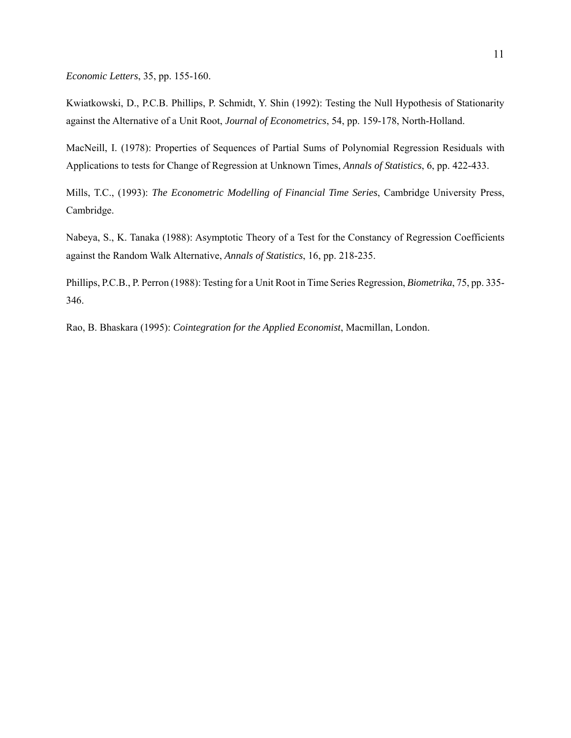*Economic Letters*, 35, pp. 155-160.

Kwiatkowski, D., P.C.B. Phillips, P. Schmidt, Y. Shin (1992): Testing the Null Hypothesis of Stationarity against the Alternative of a Unit Root, *Journal of Econometrics*, 54, pp. 159-178, North-Holland.

MacNeill, I. (1978): Properties of Sequences of Partial Sums of Polynomial Regression Residuals with Applications to tests for Change of Regression at Unknown Times, *Annals of Statistics*, 6, pp. 422-433.

Mills, T.C., (1993): *The Econometric Modelling of Financial Time Series*, Cambridge University Press, Cambridge.

Nabeya, S., K. Tanaka (1988): Asymptotic Theory of a Test for the Constancy of Regression Coefficients against the Random Walk Alternative, *Annals of Statistics*, 16, pp. 218-235.

Phillips, P.C.B., P. Perron (1988): Testing for a Unit Root in Time Series Regression, *Biometrika*, 75, pp. 335-346.

Rao, B. Bhaskara (1995): *Cointegration for the Applied Economist*, Macmillan, London.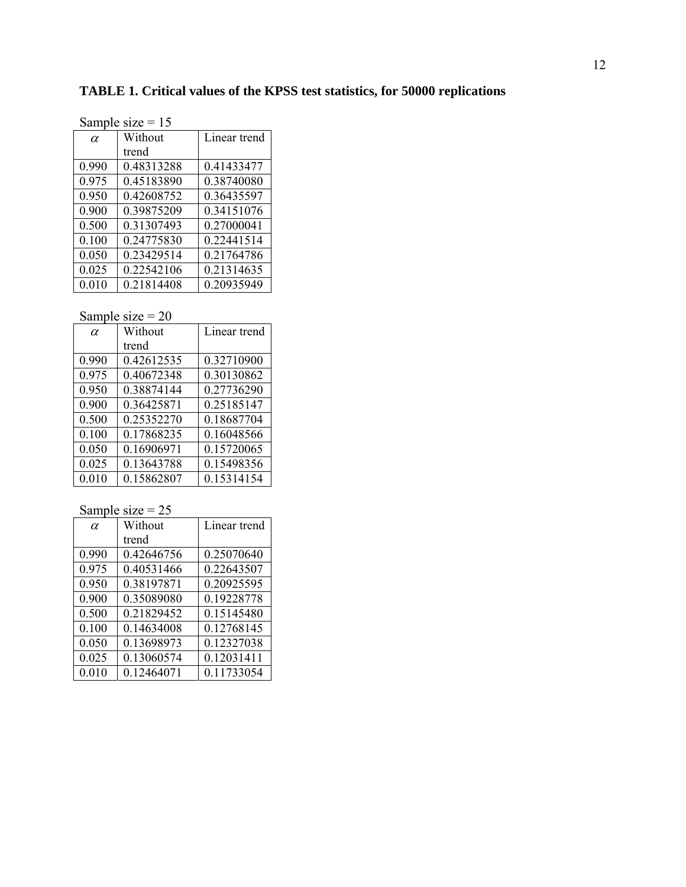**TABLE 1. Critical values of the KPSS test statistics, for 50000 replications**

Sample size = 15

| $\alpha$ | Without trend | Linear trend |
|---|---|---|
| 0.990 | 0.48313288 | 0.41433477 |
| 0.975 | 0.45183890 | 0.38740080 |
| 0.950 | 0.42608752 | 0.36435597 |
| 0.900 | 0.39875209 | 0.34151076 |
| 0.500 | 0.31307493 | 0.27000041 |
| 0.100 | 0.24775830 | 0.22441514 |
| 0.050 | 0.23429514 | 0.21764786 |
| 0.025 | 0.22542106 | 0.21314635 |
| 0.010 | 0.21814408 | 0.20935949 |

Sample size = 20

| $\alpha$ | Without trend | Linear trend |
|---|---|---|
| 0.990 | 0.42612535 | 0.32710900 |
| 0.975 | 0.40672348 | 0.30130862 |
| 0.950 | 0.38874144 | 0.27736290 |
| 0.900 | 0.36425871 | 0.25185147 |
| 0.500 | 0.25352270 | 0.18687704 |
| 0.100 | 0.17868235 | 0.16048566 |
| 0.050 | 0.16906971 | 0.15720065 |
| 0.025 | 0.13643788 | 0.15498356 |
| 0.010 | 0.15862807 | 0.15314154 |

Sample size = 25

| $\alpha$ | Without trend | Linear trend |
|---|---|---|
| 0.990 | 0.42646756 | 0.25070640 |
| 0.975 | 0.40531466 | 0.22643507 |
| 0.950 | 0.38197871 | 0.20925595 |
| 0.900 | 0.35089080 | 0.19228778 |
| 0.500 | 0.21829452 | 0.15145480 |
| 0.100 | 0.14634008 | 0.12768145 |
| 0.050 | 0.13698973 | 0.12327038 |
| 0.025 | 0.13060574 | 0.12031411 |
| 0.010 | 0.12464071 | 0.11733054 |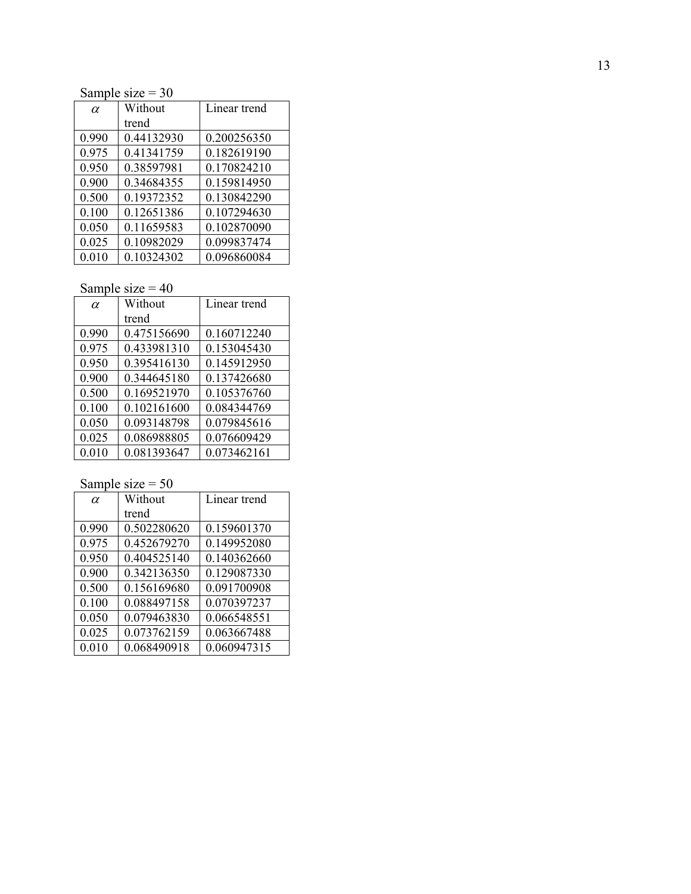Sample size = 30

| $\alpha$ | Without trend | Linear trend |
|---|---|---|
| 0.990 | 0.44132930 | 0.200256350 |
| 0.975 | 0.41341759 | 0.182619190 |
| 0.950 | 0.38597981 | 0.170824210 |
| 0.900 | 0.34684355 | 0.159814950 |
| 0.500 | 0.19372352 | 0.130842290 |
| 0.100 | 0.12651386 | 0.107294630 |
| 0.050 | 0.11659583 | 0.102870090 |
| 0.025 | 0.10982029 | 0.099837474 |
| 0.010 | 0.10324302 | 0.096860084 |

Sample size = 40

| $\alpha$ | Without trend | Linear trend |
|---|---|---|
| 0.990 | 0.475156690 | 0.160712240 |
| 0.975 | 0.433981310 | 0.153045430 |
| 0.950 | 0.395416130 | 0.145912950 |
| 0.900 | 0.344645180 | 0.137426680 |
| 0.500 | 0.169521970 | 0.105376760 |
| 0.100 | 0.102161600 | 0.084344769 |
| 0.050 | 0.093148798 | 0.079845616 |
| 0.025 | 0.086988805 | 0.076609429 |
| 0.010 | 0.081393647 | 0.073462161 |

Sample size = 50

| $\alpha$ | Without trend | Linear trend |
|---|---|---|
| 0.990 | 0.502280620 | 0.159601370 |
| 0.975 | 0.452679270 | 0.149952080 |
| 0.950 | 0.404525140 | 0.140362660 |
| 0.900 | 0.342136350 | 0.129087330 |
| 0.500 | 0.156169680 | 0.091700908 |
| 0.100 | 0.088497158 | 0.070397237 |
| 0.050 | 0.079463830 | 0.066548551 |
| 0.025 | 0.073762159 | 0.063667488 |
| 0.010 | 0.068490918 | 0.060947315 |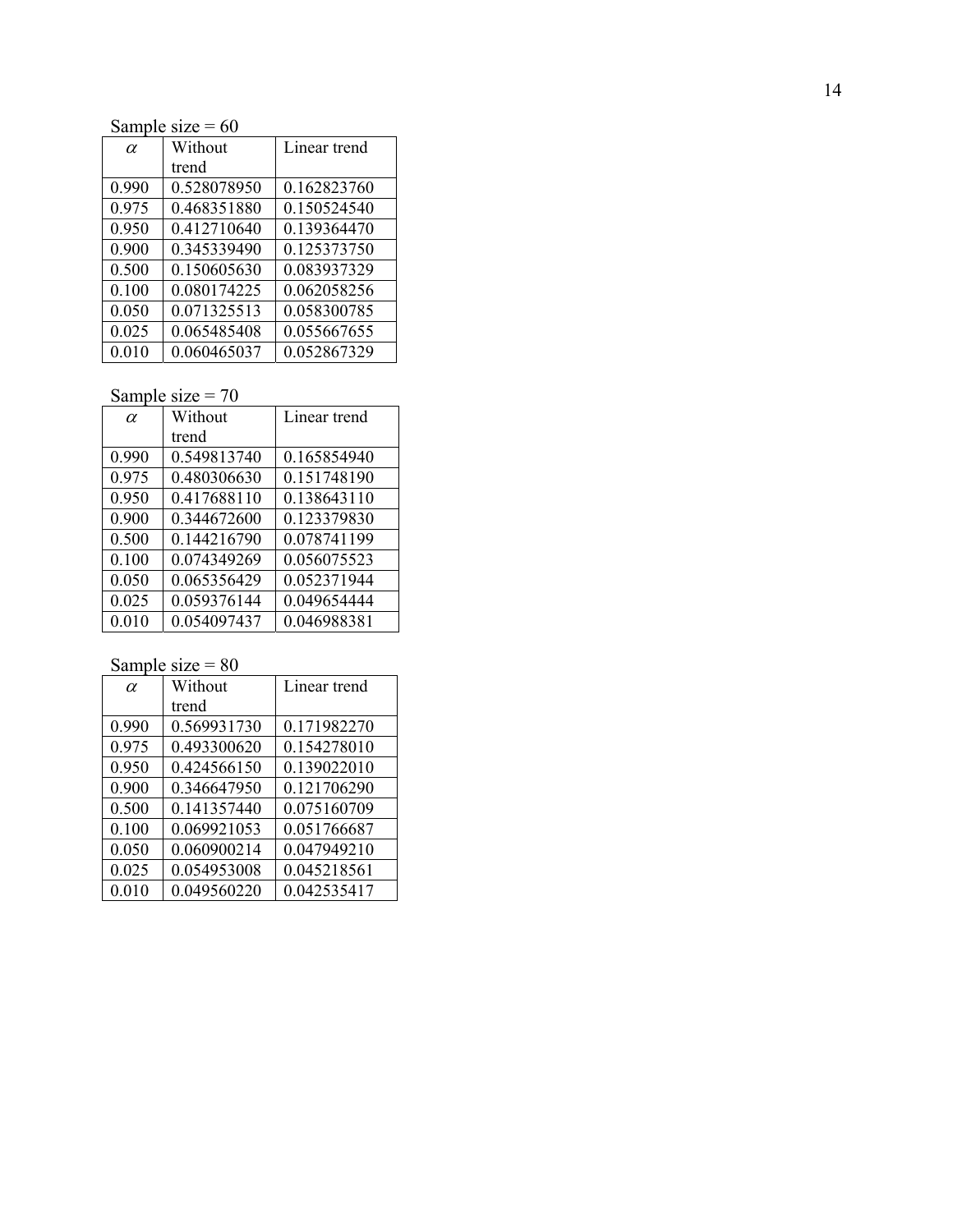Sample size = 60

| $\alpha$ | Without trend | Linear trend |
|---|---|---|
| 0.990 | 0.528078950 | 0.162823760 |
| 0.975 | 0.468351880 | 0.150524540 |
| 0.950 | 0.412710640 | 0.139364470 |
| 0.900 | 0.345339490 | 0.125373750 |
| 0.500 | 0.150605630 | 0.083937329 |
| 0.100 | 0.080174225 | 0.062058256 |
| 0.050 | 0.071325513 | 0.058300785 |
| 0.025 | 0.065485408 | 0.055667655 |
| 0.010 | 0.060465037 | 0.052867329 |

Sample size = 70

| $\alpha$ | Without trend | Linear trend |
|---|---|---|
| 0.990 | 0.549813740 | 0.165854940 |
| 0.975 | 0.480306630 | 0.151748190 |
| 0.950 | 0.417688110 | 0.138643110 |
| 0.900 | 0.344672600 | 0.123379830 |
| 0.500 | 0.144216790 | 0.078741199 |
| 0.100 | 0.074349269 | 0.056075523 |
| 0.050 | 0.065356429 | 0.052371944 |
| 0.025 | 0.059376144 | 0.049654444 |
| 0.010 | 0.054097437 | 0.046988381 |

Sample size = 80

| $\alpha$ | Without trend | Linear trend |
|---|---|---|
| 0.990 | 0.569931730 | 0.171982270 |
| 0.975 | 0.493300620 | 0.154278010 |
| 0.950 | 0.424566150 | 0.139022010 |
| 0.900 | 0.346647950 | 0.121706290 |
| 0.500 | 0.141357440 | 0.075160709 |
| 0.100 | 0.069921053 | 0.051766687 |
| 0.050 | 0.060900214 | 0.047949210 |
| 0.025 | 0.054953008 | 0.045218561 |
| 0.010 | 0.049560220 | 0.042535417 |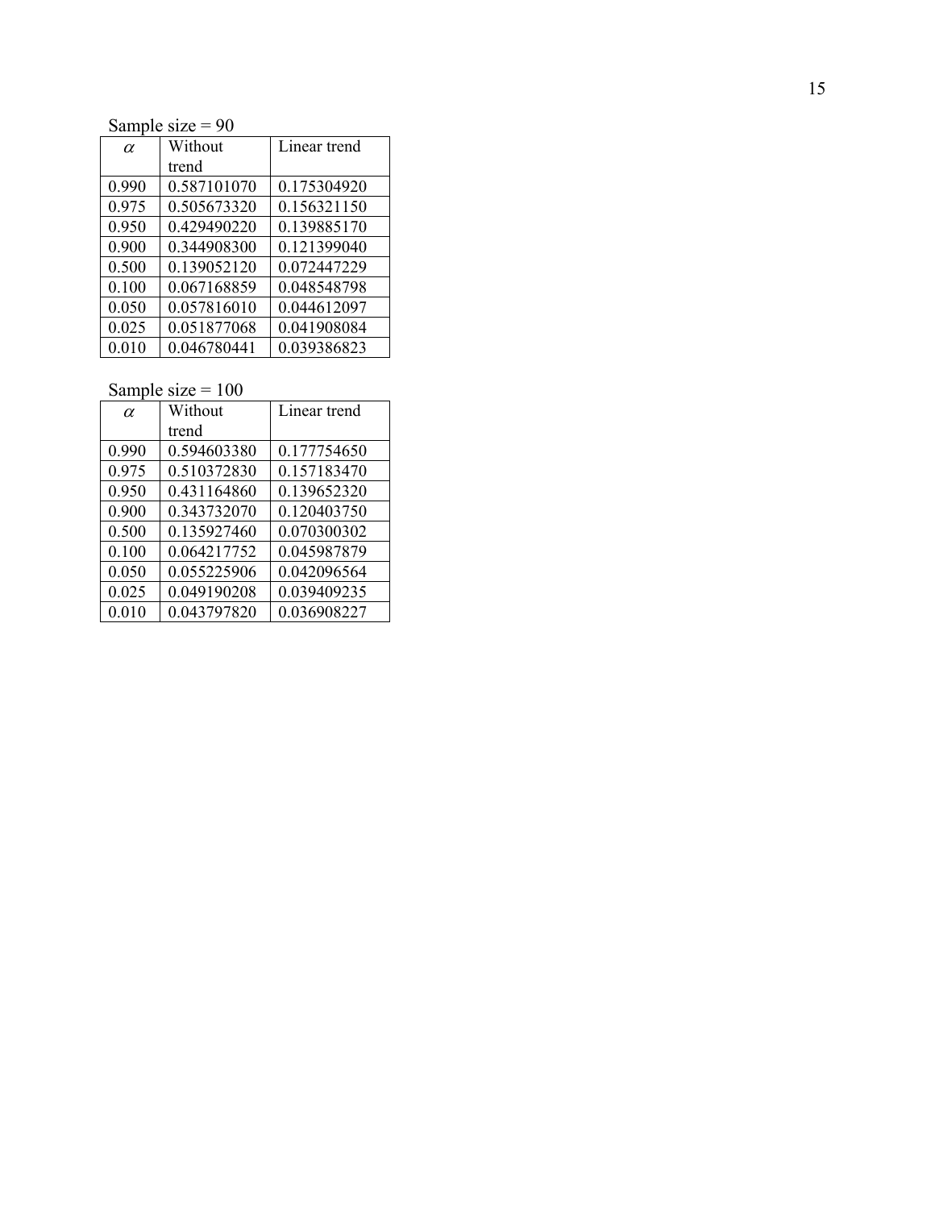Sample size = 90

| $\alpha$ | Without trend | Linear trend |
|---|---|---|
| 0.990 | 0.587101070 | 0.175304920 |
| 0.975 | 0.505673320 | 0.156321150 |
| 0.950 | 0.429490220 | 0.139885170 |
| 0.900 | 0.344908300 | 0.121399040 |
| 0.500 | 0.139052120 | 0.072447229 |
| 0.100 | 0.067168859 | 0.048548798 |
| 0.050 | 0.057816010 | 0.044612097 |
| 0.025 | 0.051877068 | 0.041908084 |
| 0.010 | 0.046780441 | 0.039386823 |

Sample size = 100

| $\alpha$ | Without trend | Linear trend |
|---|---|---|
| 0.990 | 0.594603380 | 0.177754650 |
| 0.975 | 0.510372830 | 0.157183470 |
| 0.950 | 0.431164860 | 0.139652320 |
| 0.900 | 0.343732070 | 0.120403750 |
| 0.500 | 0.135927460 | 0.070300302 |
| 0.100 | 0.064217752 | 0.045987879 |
| 0.050 | 0.055225906 | 0.042096564 |
| 0.025 | 0.049190208 | 0.039409235 |
| 0.010 | 0.043797820 | 0.036908227 |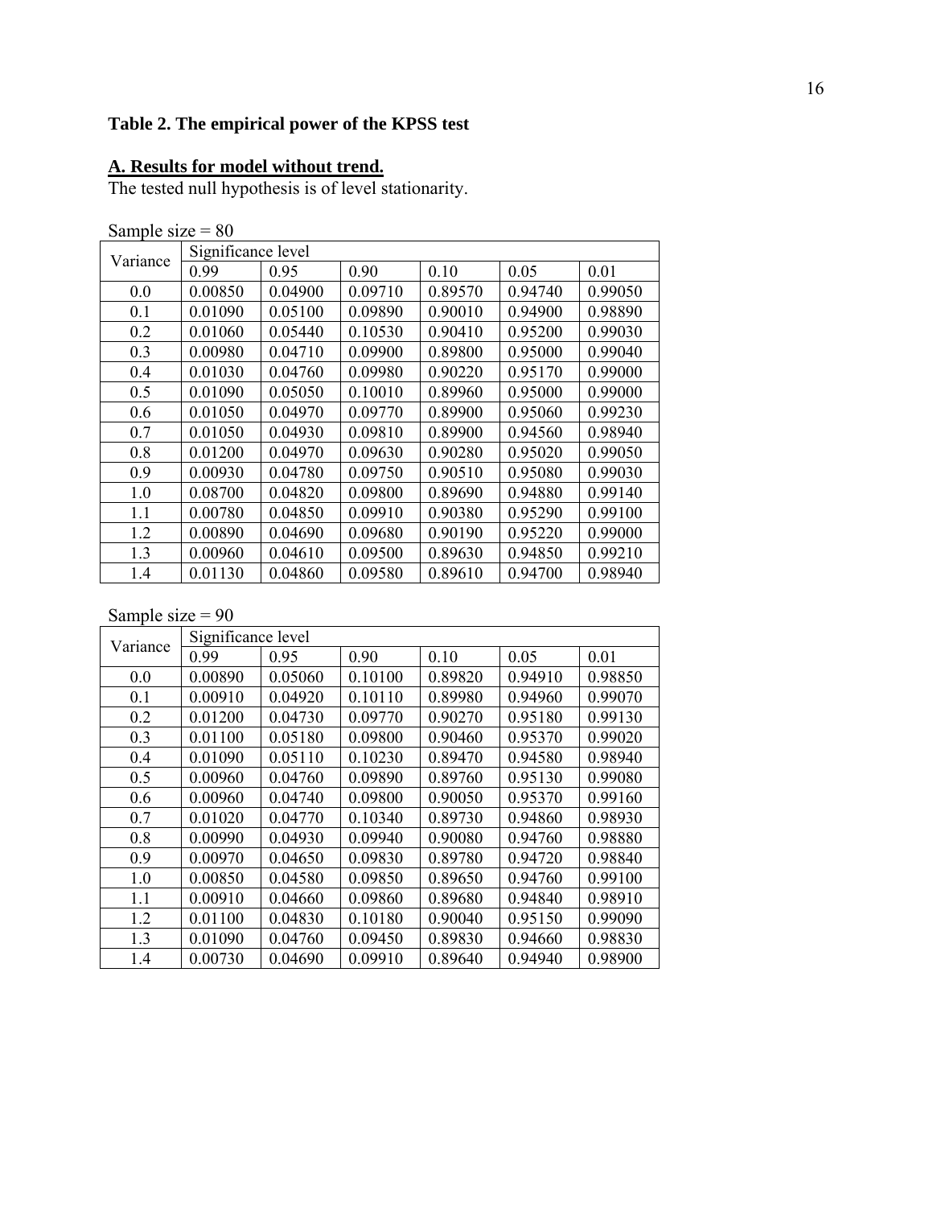## Table 2. The empirical power of the KPSS test

### A. Results for model without trend.

The tested null hypothesis is of level stationarity.

Sample size = 80

| Variance | Significance level | | | | | |
|---|---|---|---|---|---|---|
| | 0.99 | 0.95 | 0.90 | 0.10 | 0.05 | 0.01 |
| 0.0 | 0.00850 | 0.04900 | 0.09710 | 0.89570 | 0.94740 | 0.99050 |
| 0.1 | 0.01090 | 0.05100 | 0.09890 | 0.90010 | 0.94900 | 0.98890 |
| 0.2 | 0.01060 | 0.05440 | 0.10530 | 0.90410 | 0.95200 | 0.99030 |
| 0.3 | 0.00980 | 0.04710 | 0.09900 | 0.89800 | 0.95000 | 0.99040 |
| 0.4 | 0.01030 | 0.04760 | 0.09980 | 0.90220 | 0.95170 | 0.99000 |
| 0.5 | 0.01090 | 0.05050 | 0.10010 | 0.89960 | 0.95000 | 0.99000 |
| 0.6 | 0.01050 | 0.04970 | 0.09770 | 0.89900 | 0.95060 | 0.99230 |
| 0.7 | 0.01050 | 0.04930 | 0.09810 | 0.89900 | 0.94560 | 0.98940 |
| 0.8 | 0.01200 | 0.04970 | 0.09630 | 0.90280 | 0.95020 | 0.99050 |
| 0.9 | 0.00930 | 0.04780 | 0.09750 | 0.90510 | 0.95080 | 0.99030 |
| 1.0 | 0.08700 | 0.04820 | 0.09800 | 0.89690 | 0.94880 | 0.99140 |
| 1.1 | 0.00780 | 0.04850 | 0.09910 | 0.90380 | 0.95290 | 0.99100 |
| 1.2 | 0.00890 | 0.04690 | 0.09680 | 0.90190 | 0.95220 | 0.99000 |
| 1.3 | 0.00960 | 0.04610 | 0.09500 | 0.89630 | 0.94850 | 0.99210 |
| 1.4 | 0.01130 | 0.04860 | 0.09580 | 0.89610 | 0.94700 | 0.98940 |

Sample size = 90

| Variance | Significance level | | | | | |
|---|---|---|---|---|---|---|
| | 0.99 | 0.95 | 0.90 | 0.10 | 0.05 | 0.01 |
| 0.0 | 0.00890 | 0.05060 | 0.10100 | 0.89820 | 0.94910 | 0.98850 |
| 0.1 | 0.00910 | 0.04920 | 0.10110 | 0.89980 | 0.94960 | 0.99070 |
| 0.2 | 0.01200 | 0.04730 | 0.09770 | 0.90270 | 0.95180 | 0.99130 |
| 0.3 | 0.01100 | 0.05180 | 0.09800 | 0.90460 | 0.95370 | 0.99020 |
| 0.4 | 0.01090 | 0.05110 | 0.10230 | 0.89470 | 0.94580 | 0.98940 |
| 0.5 | 0.00960 | 0.04760 | 0.09890 | 0.89760 | 0.95130 | 0.99080 |
| 0.6 | 0.00960 | 0.04740 | 0.09800 | 0.90050 | 0.95370 | 0.99160 |
| 0.7 | 0.01020 | 0.04770 | 0.10340 | 0.89730 | 0.94860 | 0.98930 |
| 0.8 | 0.00990 | 0.04930 | 0.09940 | 0.90080 | 0.94760 | 0.98880 |
| 0.9 | 0.00970 | 0.04650 | 0.09830 | 0.89780 | 0.94720 | 0.98840 |
| 1.0 | 0.00850 | 0.04580 | 0.09850 | 0.89650 | 0.94760 | 0.99100 |
| 1.1 | 0.00910 | 0.04660 | 0.09860 | 0.89680 | 0.94840 | 0.98910 |
| 1.2 | 0.01100 | 0.04830 | 0.10180 | 0.90040 | 0.95150 | 0.99090 |
| 1.3 | 0.01090 | 0.04760 | 0.09450 | 0.89830 | 0.94660 | 0.98830 |
| 1.4 | 0.00730 | 0.04690 | 0.09910 | 0.89640 | 0.94940 | 0.98900 |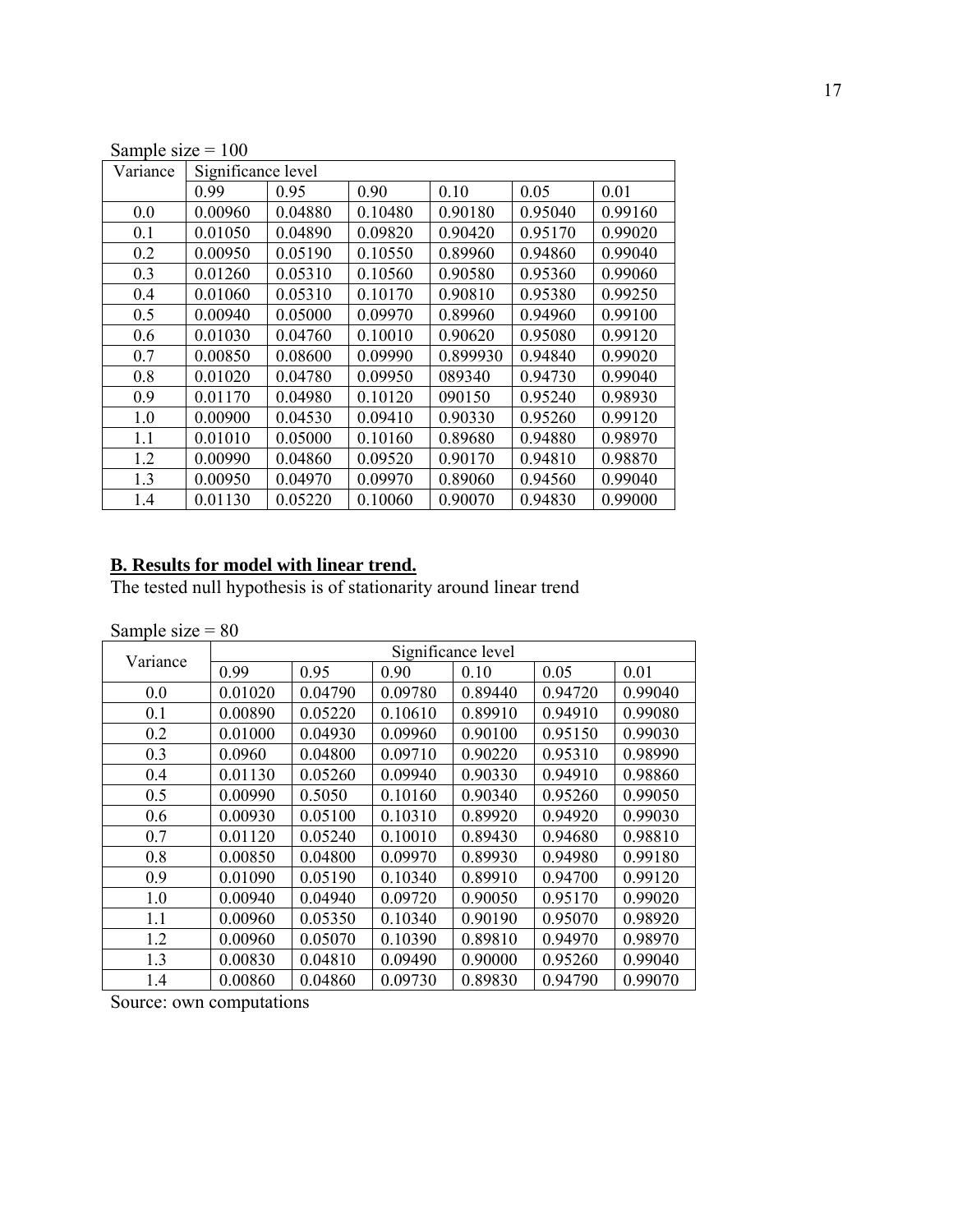Sample size = 100

| Variance | Significance level | | | | | |
|---|---|---|---|---|---|---|
| | 0.99 | 0.95 | 0.90 | 0.10 | 0.05 | 0.01 |
| 0.0 | 0.00960 | 0.04880 | 0.10480 | 0.90180 | 0.95040 | 0.99160 |
| 0.1 | 0.01050 | 0.04890 | 0.09820 | 0.90420 | 0.95170 | 0.99020 |
| 0.2 | 0.00950 | 0.05190 | 0.10550 | 0.89960 | 0.94860 | 0.99040 |
| 0.3 | 0.01260 | 0.05310 | 0.10560 | 0.90580 | 0.95360 | 0.99060 |
| 0.4 | 0.01060 | 0.05310 | 0.10170 | 0.90810 | 0.95380 | 0.99250 |
| 0.5 | 0.00940 | 0.05000 | 0.09970 | 0.89960 | 0.94960 | 0.99100 |
| 0.6 | 0.01030 | 0.04760 | 0.10010 | 0.90620 | 0.95080 | 0.99120 |
| 0.7 | 0.00850 | 0.08600 | 0.09990 | 0.899930 | 0.94840 | 0.99020 |
| 0.8 | 0.01020 | 0.04780 | 0.09950 | 089340 | 0.94730 | 0.99040 |
| 0.9 | 0.01170 | 0.04980 | 0.10120 | 090150 | 0.95240 | 0.98930 |
| 1.0 | 0.00900 | 0.04530 | 0.09410 | 0.90330 | 0.95260 | 0.99120 |
| 1.1 | 0.01010 | 0.05000 | 0.10160 | 0.89680 | 0.94880 | 0.98970 |
| 1.2 | 0.00990 | 0.04860 | 0.09520 | 0.90170 | 0.94810 | 0.98870 |
| 1.3 | 0.00950 | 0.04970 | 0.09970 | 0.89060 | 0.94560 | 0.99040 |
| 1.4 | 0.01130 | 0.05220 | 0.10060 | 0.90070 | 0.94830 | 0.99000 |

## B. Results for model with linear trend.

The tested null hypothesis is of stationarity around linear trend

Sample size = 80

| Variance | Significance level | | | | | |
|---|---|---|---|---|---|---|
| | 0.99 | 0.95 | 0.90 | 0.10 | 0.05 | 0.01 |
| 0.0 | 0.01020 | 0.04790 | 0.09780 | 0.89440 | 0.94720 | 0.99040 |
| 0.1 | 0.00890 | 0.05220 | 0.10610 | 0.89910 | 0.94910 | 0.99080 |
| 0.2 | 0.01000 | 0.04930 | 0.09960 | 0.90100 | 0.95150 | 0.99030 |
| 0.3 | 0.0960 | 0.04800 | 0.09710 | 0.90220 | 0.95310 | 0.98990 |
| 0.4 | 0.01130 | 0.05260 | 0.09940 | 0.90330 | 0.94910 | 0.98860 |
| 0.5 | 0.00990 | 0.5050 | 0.10160 | 0.90340 | 0.95260 | 0.99050 |
| 0.6 | 0.00930 | 0.05100 | 0.10310 | 0.89920 | 0.94920 | 0.99030 |
| 0.7 | 0.01120 | 0.05240 | 0.10010 | 0.89430 | 0.94680 | 0.98810 |
| 0.8 | 0.00850 | 0.04800 | 0.09970 | 0.89930 | 0.94980 | 0.99180 |
| 0.9 | 0.01090 | 0.05190 | 0.10340 | 0.89910 | 0.94700 | 0.99120 |
| 1.0 | 0.00940 | 0.04940 | 0.09720 | 0.90050 | 0.95170 | 0.99020 |
| 1.1 | 0.00960 | 0.05350 | 0.10340 | 0.90190 | 0.95070 | 0.98920 |
| 1.2 | 0.00960 | 0.05070 | 0.10390 | 0.89810 | 0.94970 | 0.98970 |
| 1.3 | 0.00830 | 0.04810 | 0.09490 | 0.90000 | 0.95260 | 0.99040 |
| 1.4 | 0.00860 | 0.04860 | 0.09730 | 0.89830 | 0.94790 | 0.99070 |

Source: own computations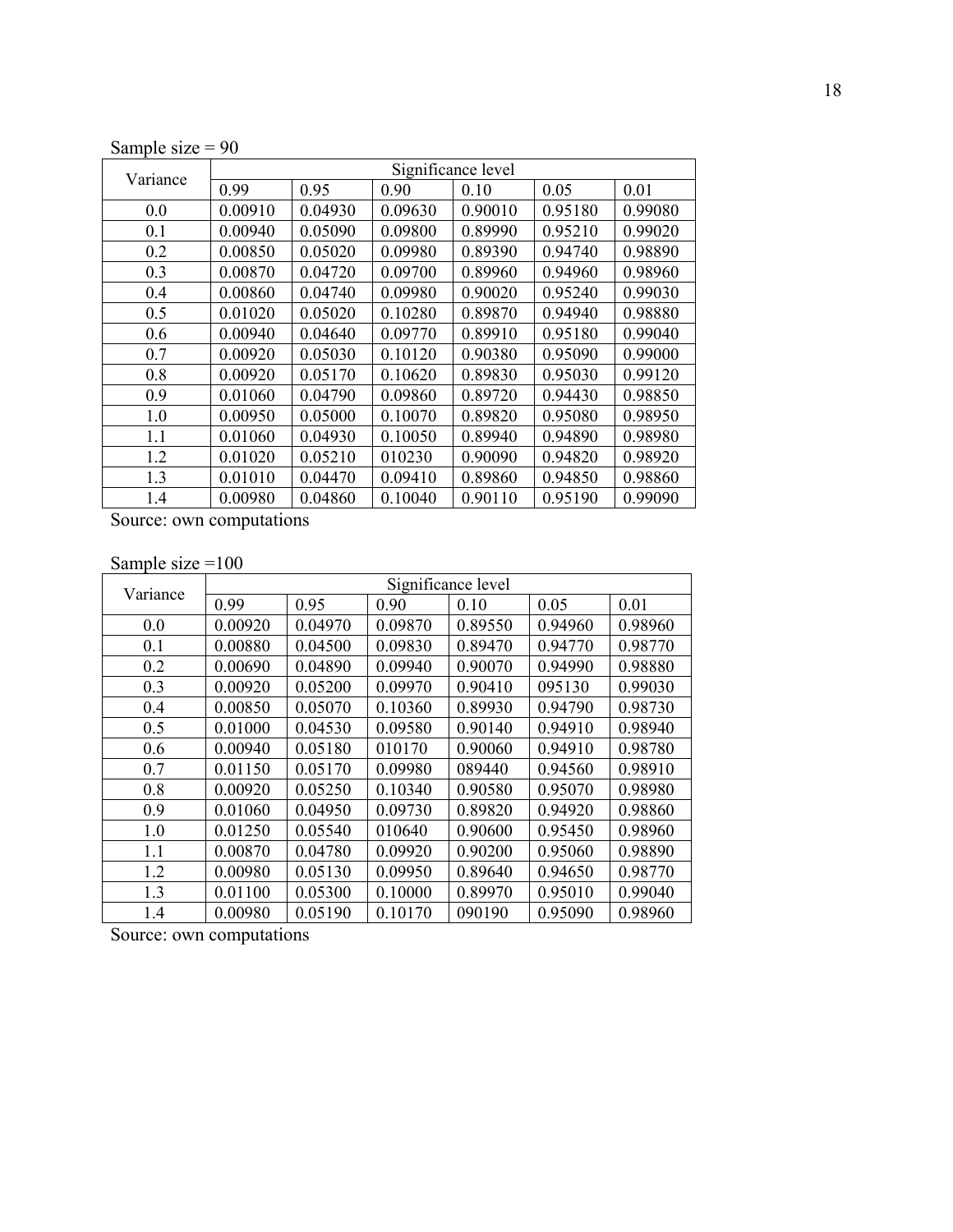Sample size = 90

| Variance | Significance level | | | | | |
|---|---|---|---|---|---|---|
| | 0.99 | 0.95 | 0.90 | 0.10 | 0.05 | 0.01 |
| 0.0 | 0.00910 | 0.04930 | 0.09630 | 0.90010 | 0.95180 | 0.99080 |
| 0.1 | 0.00940 | 0.05090 | 0.09800 | 0.89990 | 0.95210 | 0.99020 |
| 0.2 | 0.00850 | 0.05020 | 0.09980 | 0.89390 | 0.94740 | 0.98890 |
| 0.3 | 0.00870 | 0.04720 | 0.09700 | 0.89960 | 0.94960 | 0.98960 |
| 0.4 | 0.00860 | 0.04740 | 0.09980 | 0.90020 | 0.95240 | 0.99030 |
| 0.5 | 0.01020 | 0.05020 | 0.10280 | 0.89870 | 0.94940 | 0.98880 |
| 0.6 | 0.00940 | 0.04640 | 0.09770 | 0.89910 | 0.95180 | 0.99040 |
| 0.7 | 0.00920 | 0.05030 | 0.10120 | 0.90380 | 0.95090 | 0.99000 |
| 0.8 | 0.00920 | 0.05170 | 0.10620 | 0.89830 | 0.95030 | 0.99120 |
| 0.9 | 0.01060 | 0.04790 | 0.09860 | 0.89720 | 0.94430 | 0.98850 |
| 1.0 | 0.00950 | 0.05000 | 0.10070 | 0.89820 | 0.95080 | 0.98950 |
| 1.1 | 0.01060 | 0.04930 | 0.10050 | 0.89940 | 0.94890 | 0.98980 |
| 1.2 | 0.01020 | 0.05210 | 010230 | 0.90090 | 0.94820 | 0.98920 |
| 1.3 | 0.01010 | 0.04470 | 0.09410 | 0.89860 | 0.94850 | 0.98860 |
| 1.4 | 0.00980 | 0.04860 | 0.10040 | 0.90110 | 0.95190 | 0.99090 |

Source: own computations

Sample size =100

| Variance | Significance level | | | | | |
|---|---|---|---|---|---|---|
| | 0.99 | 0.95 | 0.90 | 0.10 | 0.05 | 0.01 |
| 0.0 | 0.00920 | 0.04970 | 0.09870 | 0.89550 | 0.94960 | 0.98960 |
| 0.1 | 0.00880 | 0.04500 | 0.09830 | 0.89470 | 0.94770 | 0.98770 |
| 0.2 | 0.00690 | 0.04890 | 0.09940 | 0.90070 | 0.94990 | 0.98880 |
| 0.3 | 0.00920 | 0.05200 | 0.09970 | 0.90410 | 095130 | 0.99030 |
| 0.4 | 0.00850 | 0.05070 | 0.10360 | 0.89930 | 0.94790 | 0.98730 |
| 0.5 | 0.01000 | 0.04530 | 0.09580 | 0.90140 | 0.94910 | 0.98940 |
| 0.6 | 0.00940 | 0.05180 | 010170 | 0.90060 | 0.94910 | 0.98780 |
| 0.7 | 0.01150 | 0.05170 | 0.09980 | 089440 | 0.94560 | 0.98910 |
| 0.8 | 0.00920 | 0.05250 | 0.10340 | 0.90580 | 0.95070 | 0.98980 |
| 0.9 | 0.01060 | 0.04950 | 0.09730 | 0.89820 | 0.94920 | 0.98860 |
| 1.0 | 0.01250 | 0.05540 | 010640 | 0.90600 | 0.95450 | 0.98960 |
| 1.1 | 0.00870 | 0.04780 | 0.09920 | 0.90200 | 0.95060 | 0.98890 |
| 1.2 | 0.00980 | 0.05130 | 0.09950 | 0.89640 | 0.94650 | 0.98770 |
| 1.3 | 0.01100 | 0.05300 | 0.10000 | 0.89970 | 0.95010 | 0.99040 |
| 1.4 | 0.00980 | 0.05190 | 0.10170 | 090190 | 0.95090 | 0.98960 |

Source: own computations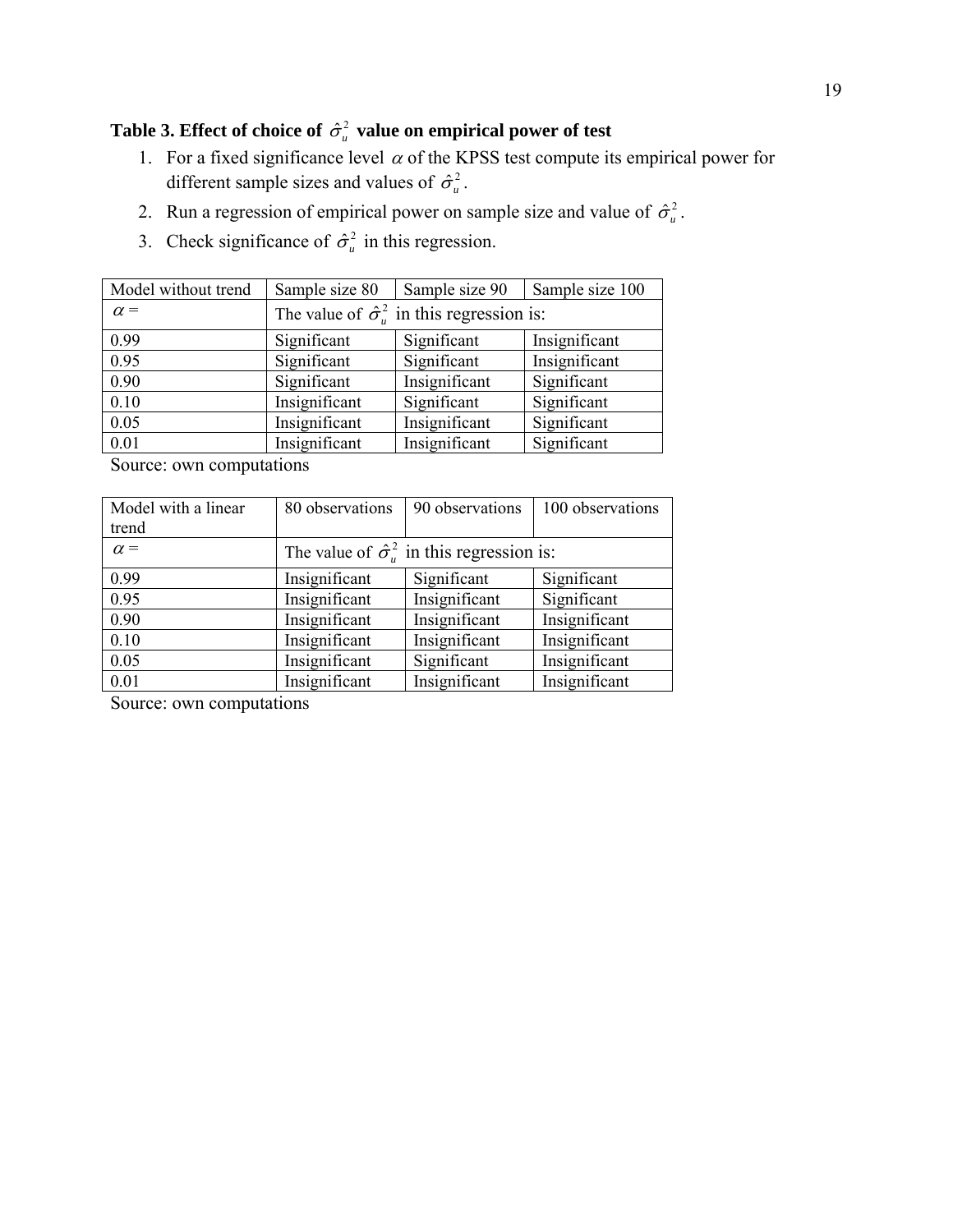**Table 3. Effect of choice of $\hat{\sigma}_u^2$ value on empirical power of test**

1. For a fixed significance level $\alpha$ of the KPSS test compute its empirical power for different sample sizes and values of $\hat{\sigma}_u^2$.
2. Run a regression of empirical power on sample size and value of $\hat{\sigma}_u^2$.
3. Check significance of $\hat{\sigma}_u^2$ in this regression.

| Model without trend | Sample size 80 | Sample size 90 | Sample size 100 |
|---|---|---|---|
| $\alpha =$ | The value of $\hat{\sigma}_u^2$ in this regression is: | | |
| 0.99 | Significant | Significant | Insignificant |
| 0.95 | Significant | Significant | Insignificant |
| 0.90 | Significant | Insignificant | Significant |
| 0.10 | Insignificant | Significant | Significant |
| 0.05 | Insignificant | Insignificant | Significant |
| 0.01 | Insignificant | Insignificant | Significant |

Source: own computations

| Model with a linear trend | 80 observations | 90 observations | 100 observations |
|---|---|---|---|
| $\alpha =$ | The value of $\hat{\sigma}_u^2$ in this regression is: | | |
| 0.99 | Insignificant | Significant | Significant |
| 0.95 | Insignificant | Insignificant | Significant |
| 0.90 | Insignificant | Insignificant | Insignificant |
| 0.10 | Insignificant | Insignificant | Insignificant |
| 0.05 | Insignificant | Significant | Insignificant |
| 0.01 | Insignificant | Insignificant | Insignificant |

Source: own computations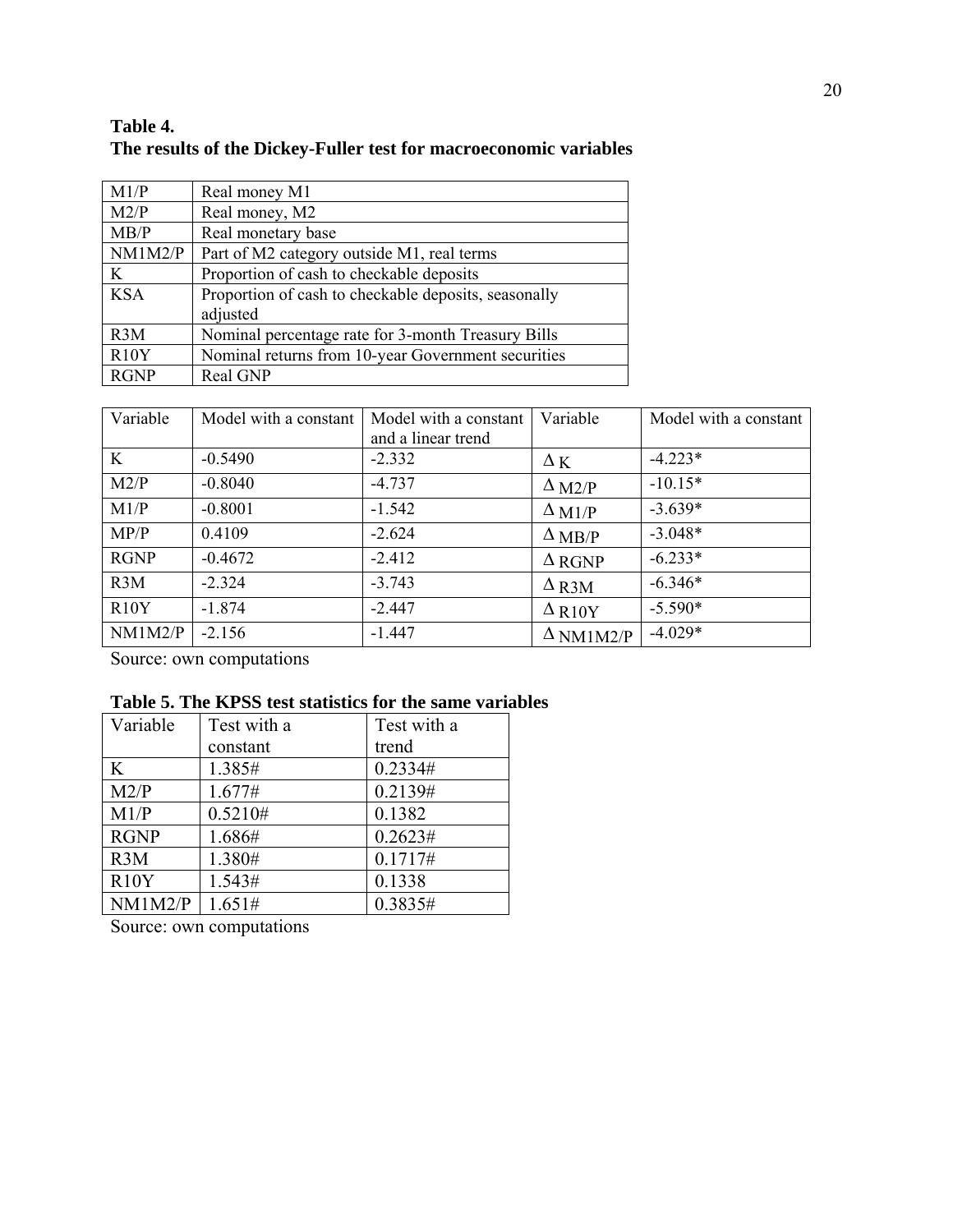**Table 4.**
**The results of the Dickey-Fuller test for macroeconomic variables**

| | |
|---|---|
| M1/P | Real money M1 |
| M2/P | Real money, M2 |
| MB/P | Real monetary base |
| NM1M2/P | Part of M2 category outside M1, real terms |
| K | Proportion of cash to checkable deposits |
| KSA | Proportion of cash to checkable deposits, seasonally adjusted |
| R3M | Nominal percentage rate for 3-month Treasury Bills |
| R10Y | Nominal returns from 10-year Government securities |
| RGNP | Real GNP |

| Variable | Model with a constant | Model with a constant and a linear trend | Variable | Model with a constant |
|---|---|---|---|---|
| K | -0.5490 | -2.332 | $\Delta$ K | -4.223* |
| M2/P | -0.8040 | -4.737 | $\Delta$ M2/P | -10.15* |
| M1/P | -0.8001 | -1.542 | $\Delta$ M1/P | -3.639* |
| MP/P | 0.4109 | -2.624 | $\Delta$ MB/P | -3.048* |
| RGNP | -0.4672 | -2.412 | $\Delta$ RGNP | -6.233* |
| R3M | -2.324 | -3.743 | $\Delta$ R3M | -6.346* |
| R10Y | -1.874 | -2.447 | $\Delta$ R10Y | -5.590* |
| NM1M2/P | -2.156 | -1.447 | $\Delta$ NM1M2/P | -4.029* |

Source: own computations

**Table 5. The KPSS test statistics for the same variables**

| Variable | Test with a constant | Test with a trend |
|---|---|---|
| K | 1.385# | 0.2334# |
| M2/P | 1.677# | 0.2139# |
| M1/P | 0.5210# | 0.1382 |
| RGNP | 1.686# | 0.2623# |
| R3M | 1.380# | 0.1717# |
| R10Y | 1.543# | 0.1338 |
| NM1M2/P | 1.651# | 0.3835# |

Source: own computations